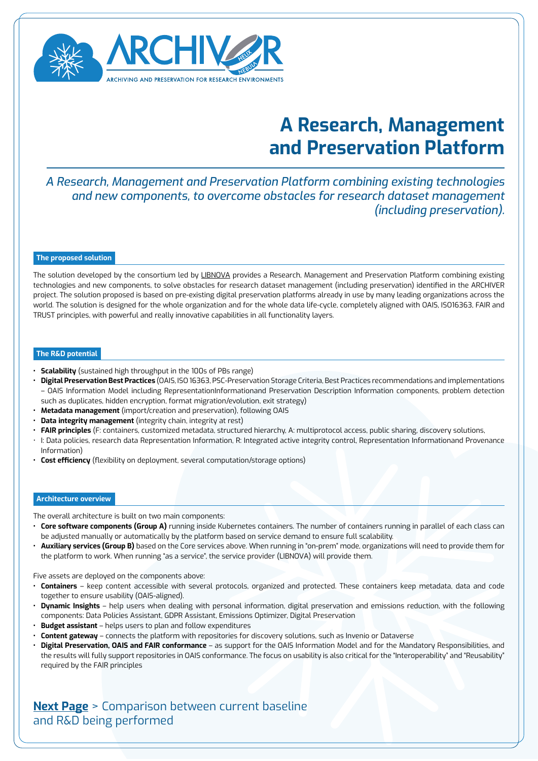# ARCHIVER

ARCHIVING AND PRESERVATION FOR RESEARCH ENVIRONMENTS

# A Research, Management and Preservation Platform

*A Research, Management and Preservation Platform combining existing technologies and new components, to overcome obstacles for research dataset management (including preservation).*

## The proposed solution

The solution developed by the consortium led by LIBNOVA provides a Research, Management and Preservation Platform combining existing technologies and new components, to solve obstacles for research dataset management (including preservation) identified in the ARCHIVER project. The solution proposed is based on pre-existing digital preservation platforms already in use by many leading organizations across the world. The solution is designed for the whole organization and for the whole data life-cycle, completely aligned with OAIS, ISO16363, FAIR and TRUST principles, with powerful and really innovative capabilities in all functionality layers.

## The R&D potential

- **Scalability** (sustained high throughput in the 100s of PBs range)
- **Digital Preservation Best Practices** (OAIS, ISO 16363, PSC-Preservation Storage Criteria, Best Practices recommendations and implementations – OAIS Information Model including RepresentationInformationand Preservation Description Information components, problem detection such as duplicates, hidden encryption, format migration/evolution, exit strategy)
- **Metadata management** (import/creation and preservation), following OAIS
- **Data integrity management** (integrity chain, integrity at rest)
- **FAIR principles** (F: containers, customized metadata, structured hierarchy, A: multiprotocol access, public sharing, discovery solutions,
- I: Data policies, research data Representation Information, R: Integrated active integrity control, Representation Informationand Provenance Information)
- **Cost efficiency** (flexibility on deployment, several computation/storage options)

## Architecture overview

The overall architecture is built on two main components:

- **Core software components (Group A)** running inside Kubernetes containers. The number of containers running in parallel of each class can be adjusted manually or automatically by the platform based on service demand to ensure full scalability.
- **Auxiliary services (Group B)** based on the Core services above. When running in "on-prem" mode, organizations will need to provide them for the platform to work. When running "as a service", the service provider (LIBNOVA) will provide them.

Five assets are deployed on the components above:

- **Containers** – keep content accessible with several protocols, organized and protected. These containers keep metadata, data and code together to ensure usability (OAIS-aligned).
- **Dynamic Insights** – help users when dealing with personal information, digital preservation and emissions reduction, with the following components: Data Policies Assistant, GDPR Assistant, Emissions Optimizer, Digital Preservation
- **Budget assistant** – helps users to plan and follow expenditures
- **Content gateway** – connects the platform with repositories for discovery solutions, such as Invenio or Dataverse
- **Digital Preservation, OAIS and FAIR conformance** – as support for the OAIS Information Model and for the Mandatory Responsibilities, and the results will fully support repositories in OAIS conformance. The focus on usability is also critical for the "Interoperability" and "Reusability" required by the FAIR principles

**Next Page** > Comparison between current baseline and R&D being performed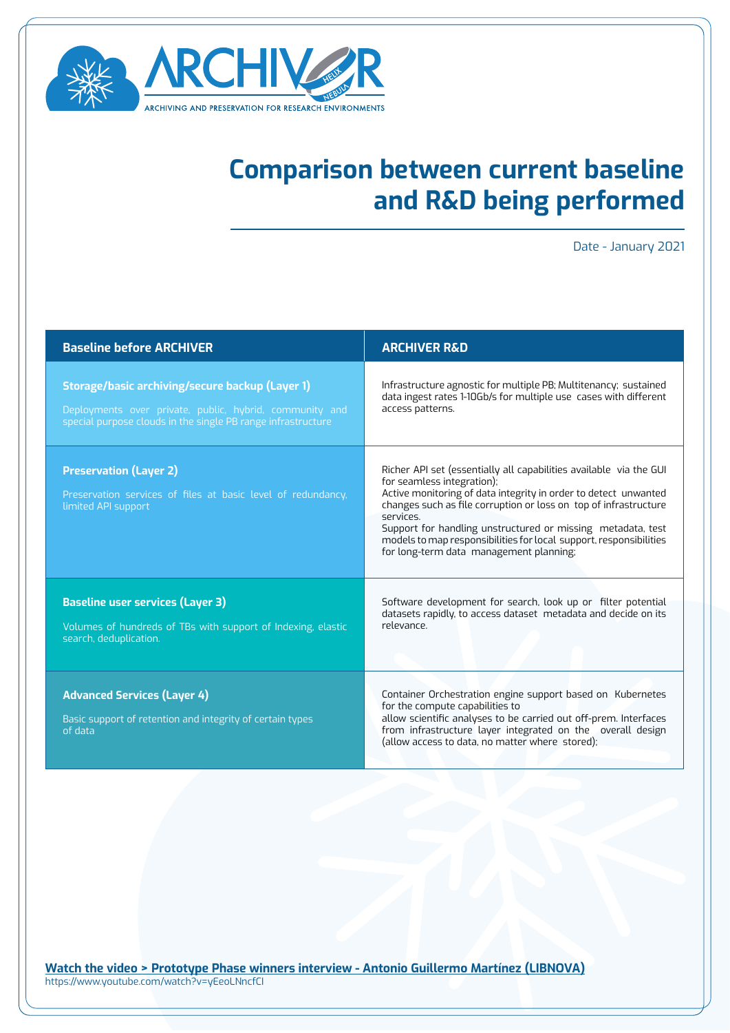ARCHIVER

ARCHIVING AND PRESERVATION FOR RESEARCH ENVIRONMENTS

# Comparison between current baseline and R&D being performed

Date - January 2021

| Baseline before ARCHIVER | ARCHIVER R&D |
|---|---|
| **Storage/basic archiving/secure backup (Layer 1)**<br><br>Deployments over private, public, hybrid, community and special purpose clouds in the single PB range infrastructure | Infrastructure agnostic for multiple PB; Multitenancy; sustained data ingest rates 1-10Gb/s for multiple use cases with different access patterns. |
| **Preservation (Layer 2)**<br><br>Preservation services of files at basic level of redundancy, limited API support | Richer API set (essentially all capabilities available via the GUI for seamless integration);<br>Active monitoring of data integrity in order to detect unwanted changes such as file corruption or loss on top of infrastructure services.<br>Support for handling unstructured or missing metadata, test models to map responsibilities for local support, responsibilities for long-term data management planning; |
| **Baseline user services (Layer 3)**<br><br>Volumes of hundreds of TBs with support of Indexing, elastic search, deduplication. | Software development for search, look up or filter potential datasets rapidly, to access dataset metadata and decide on its relevance. |
| **Advanced Services (Layer 4)**<br><br>Basic support of retention and integrity of certain types of data | Container Orchestration engine support based on Kubernetes for the compute capabilities to allow scientific analyses to be carried out off-prem. Interfaces from infrastructure layer integrated on the overall design (allow access to data, no matter where stored); |

**Watch the video > Prototype Phase winners interview - Antonio Guillermo Martínez (LIBNOVA)**

https://www.youtube.com/watch?v=yEeoLNncfCI